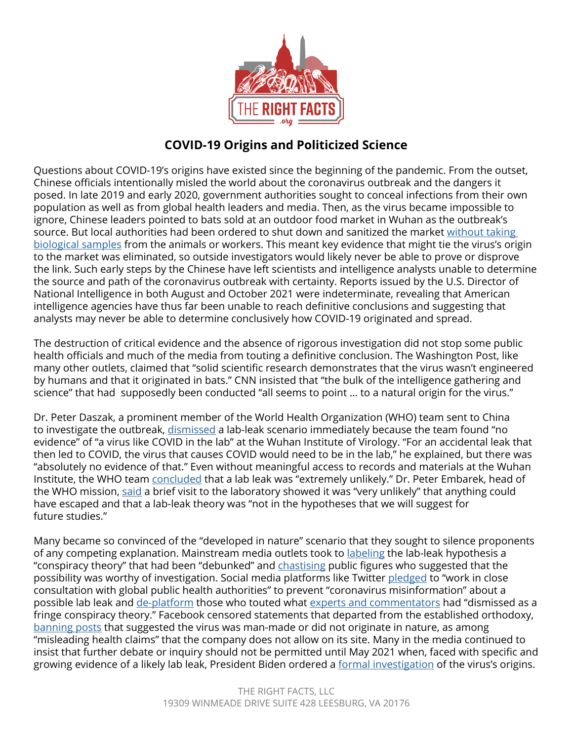THE RIGHT FACTS .org

## COVID-19 Origins and Politicized Science

Questions about COVID-19's origins have existed since the beginning of the pandemic. From the outset, Chinese officials intentionally misled the world about the coronavirus outbreak and the dangers it posed. In late 2019 and early 2020, government authorities sought to conceal infections from their own population as well as from global health leaders and media. Then, as the virus became impossible to ignore, Chinese leaders pointed to bats sold at an outdoor food market in Wuhan as the outbreak's source. But local authorities had been ordered to shut down and sanitized the market without taking biological samples from the animals or workers. This meant key evidence that might tie the virus's origin to the market was eliminated, so outside investigators would likely never be able to prove or disprove the link. Such early steps by the Chinese have left scientists and intelligence analysts unable to determine the source and path of the coronavirus outbreak with certainty. Reports issued by the U.S. Director of National Intelligence in both August and October 2021 were indeterminate, revealing that American intelligence agencies have thus far been unable to reach definitive conclusions and suggesting that analysts may never be able to determine conclusively how COVID-19 originated and spread.

The destruction of critical evidence and the absence of rigorous investigation did not stop some public health officials and much of the media from touting a definitive conclusion. The Washington Post, like many other outlets, claimed that "solid scientific research demonstrates that the virus wasn't engineered by humans and that it originated in bats." CNN insisted that "the bulk of the intelligence gathering and science" that had supposedly been conducted "all seems to point … to a natural origin for the virus."

Dr. Peter Daszak, a prominent member of the World Health Organization (WHO) team sent to China to investigate the outbreak, dismissed a lab-leak scenario immediately because the team found "no evidence" of "a virus like COVID in the lab" at the Wuhan Institute of Virology. "For an accidental leak that then led to COVID, the virus that causes COVID would need to be in the lab," he explained, but there was "absolutely no evidence of that." Even without meaningful access to records and materials at the Wuhan Institute, the WHO team concluded that a lab leak was "extremely unlikely." Dr. Peter Embarek, head of the WHO mission, said a brief visit to the laboratory showed it was "very unlikely" that anything could have escaped and that a lab-leak theory was "not in the hypotheses that we will suggest for future studies."

Many became so convinced of the "developed in nature" scenario that they sought to silence proponents of any competing explanation. Mainstream media outlets took to labeling the lab-leak hypothesis a "conspiracy theory" that had been "debunked" and chastising public figures who suggested that the possibility was worthy of investigation. Social media platforms like Twitter pledged to "work in close consultation with global public health authorities" to prevent "coronavirus misinformation" about a possible lab leak and de-platform those who touted what experts and commentators had "dismissed as a fringe conspiracy theory." Facebook censored statements that departed from the established orthodoxy, banning posts that suggested the virus was man-made or did not originate in nature, as among "misleading health claims" that the company does not allow on its site. Many in the media continued to insist that further debate or inquiry should not be permitted until May 2021 when, faced with specific and growing evidence of a likely lab leak, President Biden ordered a formal investigation of the virus's origins.

THE RIGHT FACTS, LLC
19309 WINMEADE DRIVE SUITE 428 LEESBURG, VA 20176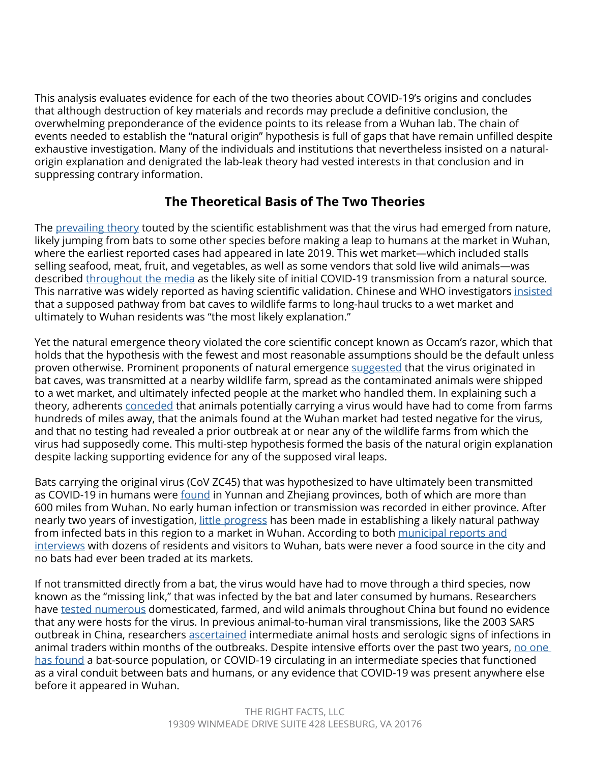This analysis evaluates evidence for each of the two theories about COVID-19's origins and concludes that although destruction of key materials and records may preclude a definitive conclusion, the overwhelming preponderance of the evidence points to its release from a Wuhan lab. The chain of events needed to establish the "natural origin" hypothesis is full of gaps that have remain unfilled despite exhaustive investigation. Many of the individuals and institutions that nevertheless insisted on a natural-origin explanation and denigrated the lab-leak theory had vested interests in that conclusion and in suppressing contrary information.

## The Theoretical Basis of The Two Theories

The prevailing theory touted by the scientific establishment was that the virus had emerged from nature, likely jumping from bats to some other species before making a leap to humans at the market in Wuhan, where the earliest reported cases had appeared in late 2019. This wet market—which included stalls selling seafood, meat, fruit, and vegetables, as well as some vendors that sold live wild animals—was described throughout the media as the likely site of initial COVID-19 transmission from a natural source. This narrative was widely reported as having scientific validation. Chinese and WHO investigators insisted that a supposed pathway from bat caves to wildlife farms to long-haul trucks to a wet market and ultimately to Wuhan residents was "the most likely explanation."

Yet the natural emergence theory violated the core scientific concept known as Occam's razor, which that holds that the hypothesis with the fewest and most reasonable assumptions should be the default unless proven otherwise. Prominent proponents of natural emergence suggested that the virus originated in bat caves, was transmitted at a nearby wildlife farm, spread as the contaminated animals were shipped to a wet market, and ultimately infected people at the market who handled them. In explaining such a theory, adherents conceded that animals potentially carrying a virus would have had to come from farms hundreds of miles away, that the animals found at the Wuhan market had tested negative for the virus, and that no testing had revealed a prior outbreak at or near any of the wildlife farms from which the virus had supposedly come. This multi-step hypothesis formed the basis of the natural origin explanation despite lacking supporting evidence for any of the supposed viral leaps.

Bats carrying the original virus (CoV ZC45) that was hypothesized to have ultimately been transmitted as COVID-19 in humans were found in Yunnan and Zhejiang provinces, both of which are more than 600 miles from Wuhan. No early human infection or transmission was recorded in either province. After nearly two years of investigation, little progress has been made in establishing a likely natural pathway from infected bats in this region to a market in Wuhan. According to both municipal reports and interviews with dozens of residents and visitors to Wuhan, bats were never a food source in the city and no bats had ever been traded at its markets.

If not transmitted directly from a bat, the virus would have had to move through a third species, now known as the "missing link," that was infected by the bat and later consumed by humans. Researchers have tested numerous domesticated, farmed, and wild animals throughout China but found no evidence that any were hosts for the virus. In previous animal-to-human viral transmissions, like the 2003 SARS outbreak in China, researchers ascertained intermediate animal hosts and serologic signs of infections in animal traders within months of the outbreaks. Despite intensive efforts over the past two years, no one has found a bat-source population, or COVID-19 circulating in an intermediate species that functioned as a viral conduit between bats and humans, or any evidence that COVID-19 was present anywhere else before it appeared in Wuhan.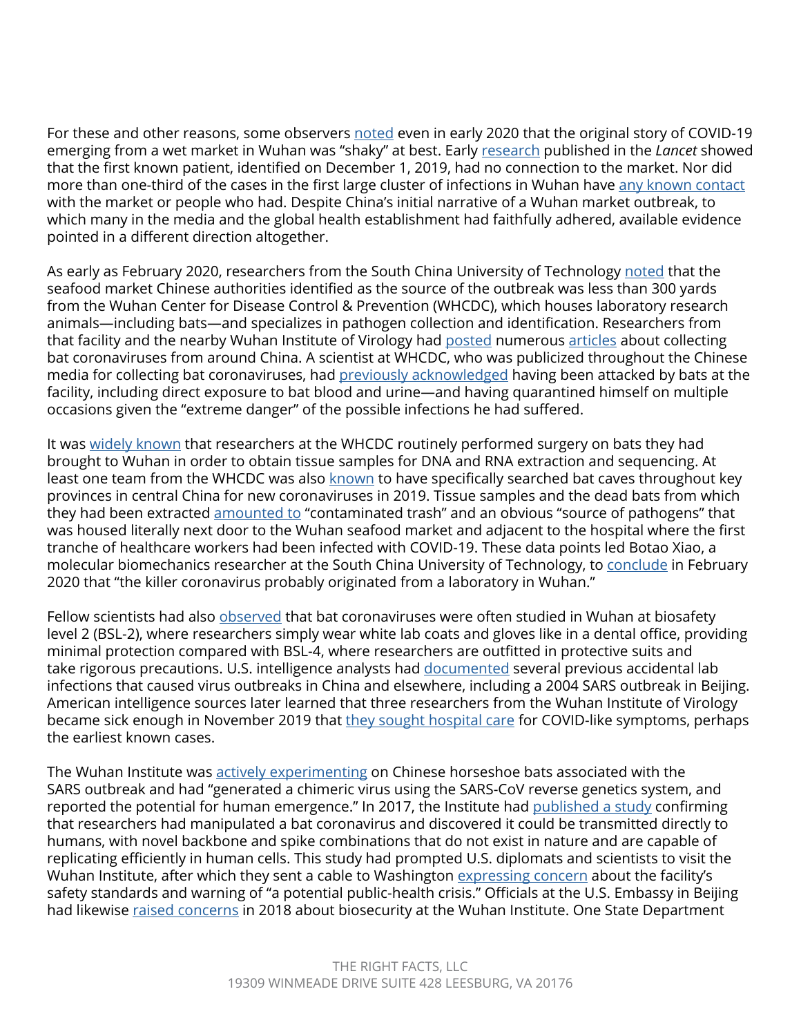For these and other reasons, some observers noted even in early 2020 that the original story of COVID-19 emerging from a wet market in Wuhan was "shaky" at best. Early research published in the *Lancet* showed that the first known patient, identified on December 1, 2019, had no connection to the market. Nor did more than one-third of the cases in the first large cluster of infections in Wuhan have any known contact with the market or people who had. Despite China's initial narrative of a Wuhan market outbreak, to which many in the media and the global health establishment had faithfully adhered, available evidence pointed in a different direction altogether.

As early as February 2020, researchers from the South China University of Technology noted that the seafood market Chinese authorities identified as the source of the outbreak was less than 300 yards from the Wuhan Center for Disease Control & Prevention (WHCDC), which houses laboratory research animals—including bats—and specializes in pathogen collection and identification. Researchers from that facility and the nearby Wuhan Institute of Virology had posted numerous articles about collecting bat coronaviruses from around China. A scientist at WHCDC, who was publicized throughout the Chinese media for collecting bat coronaviruses, had previously acknowledged having been attacked by bats at the facility, including direct exposure to bat blood and urine—and having quarantined himself on multiple occasions given the "extreme danger" of the possible infections he had suffered.

It was widely known that researchers at the WHCDC routinely performed surgery on bats they had brought to Wuhan in order to obtain tissue samples for DNA and RNA extraction and sequencing. At least one team from the WHCDC was also known to have specifically searched bat caves throughout key provinces in central China for new coronaviruses in 2019. Tissue samples and the dead bats from which they had been extracted amounted to "contaminated trash" and an obvious "source of pathogens" that was housed literally next door to the Wuhan seafood market and adjacent to the hospital where the first tranche of healthcare workers had been infected with COVID-19. These data points led Botao Xiao, a molecular biomechanics researcher at the South China University of Technology, to conclude in February 2020 that "the killer coronavirus probably originated from a laboratory in Wuhan."

Fellow scientists had also observed that bat coronaviruses were often studied in Wuhan at biosafety level 2 (BSL-2), where researchers simply wear white lab coats and gloves like in a dental office, providing minimal protection compared with BSL-4, where researchers are outfitted in protective suits and take rigorous precautions. U.S. intelligence analysts had documented several previous accidental lab infections that caused virus outbreaks in China and elsewhere, including a 2004 SARS outbreak in Beijing. American intelligence sources later learned that three researchers from the Wuhan Institute of Virology became sick enough in November 2019 that they sought hospital care for COVID-like symptoms, perhaps the earliest known cases.

The Wuhan Institute was actively experimenting on Chinese horseshoe bats associated with the SARS outbreak and had "generated a chimeric virus using the SARS-CoV reverse genetics system, and reported the potential for human emergence." In 2017, the Institute had published a study confirming that researchers had manipulated a bat coronavirus and discovered it could be transmitted directly to humans, with novel backbone and spike combinations that do not exist in nature and are capable of replicating efficiently in human cells. This study had prompted U.S. diplomats and scientists to visit the Wuhan Institute, after which they sent a cable to Washington expressing concern about the facility's safety standards and warning of "a potential public-health crisis." Officials at the U.S. Embassy in Beijing had likewise raised concerns in 2018 about biosecurity at the Wuhan Institute. One State Department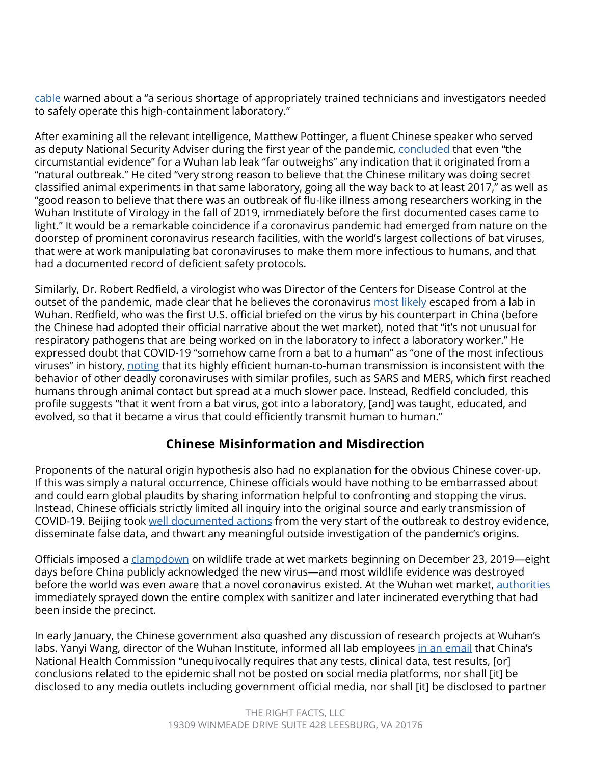cable warned about a "a serious shortage of appropriately trained technicians and investigators needed to safely operate this high-containment laboratory."

After examining all the relevant intelligence, Matthew Pottinger, a fluent Chinese speaker who served as deputy National Security Adviser during the first year of the pandemic, concluded that even "the circumstantial evidence" for a Wuhan lab leak "far outweighs" any indication that it originated from a "natural outbreak." He cited "very strong reason to believe that the Chinese military was doing secret classified animal experiments in that same laboratory, going all the way back to at least 2017," as well as "good reason to believe that there was an outbreak of flu-like illness among researchers working in the Wuhan Institute of Virology in the fall of 2019, immediately before the first documented cases came to light." It would be a remarkable coincidence if a coronavirus pandemic had emerged from nature on the doorstep of prominent coronavirus research facilities, with the world's largest collections of bat viruses, that were at work manipulating bat coronaviruses to make them more infectious to humans, and that had a documented record of deficient safety protocols.

Similarly, Dr. Robert Redfield, a virologist who was Director of the Centers for Disease Control at the outset of the pandemic, made clear that he believes the coronavirus most likely escaped from a lab in Wuhan. Redfield, who was the first U.S. official briefed on the virus by his counterpart in China (before the Chinese had adopted their official narrative about the wet market), noted that "it's not unusual for respiratory pathogens that are being worked on in the laboratory to infect a laboratory worker." He expressed doubt that COVID-19 "somehow came from a bat to a human" as "one of the most infectious viruses" in history, noting that its highly efficient human-to-human transmission is inconsistent with the behavior of other deadly coronaviruses with similar profiles, such as SARS and MERS, which first reached humans through animal contact but spread at a much slower pace. Instead, Redfield concluded, this profile suggests "that it went from a bat virus, got into a laboratory, [and] was taught, educated, and evolved, so that it became a virus that could efficiently transmit human to human."

## Chinese Misinformation and Misdirection

Proponents of the natural origin hypothesis also had no explanation for the obvious Chinese cover-up. If this was simply a natural occurrence, Chinese officials would have nothing to be embarrassed about and could earn global plaudits by sharing information helpful to confronting and stopping the virus. Instead, Chinese officials strictly limited all inquiry into the original source and early transmission of COVID-19. Beijing took well documented actions from the very start of the outbreak to destroy evidence, disseminate false data, and thwart any meaningful outside investigation of the pandemic's origins.

Officials imposed a clampdown on wildlife trade at wet markets beginning on December 23, 2019—eight days before China publicly acknowledged the new virus—and most wildlife evidence was destroyed before the world was even aware that a novel coronavirus existed. At the Wuhan wet market, authorities immediately sprayed down the entire complex with sanitizer and later incinerated everything that had been inside the precinct.

In early January, the Chinese government also quashed any discussion of research projects at Wuhan's labs. Yanyi Wang, director of the Wuhan Institute, informed all lab employees in an email that China's National Health Commission "unequivocally requires that any tests, clinical data, test results, [or] conclusions related to the epidemic shall not be posted on social media platforms, nor shall [it] be disclosed to any media outlets including government official media, nor shall [it] be disclosed to partner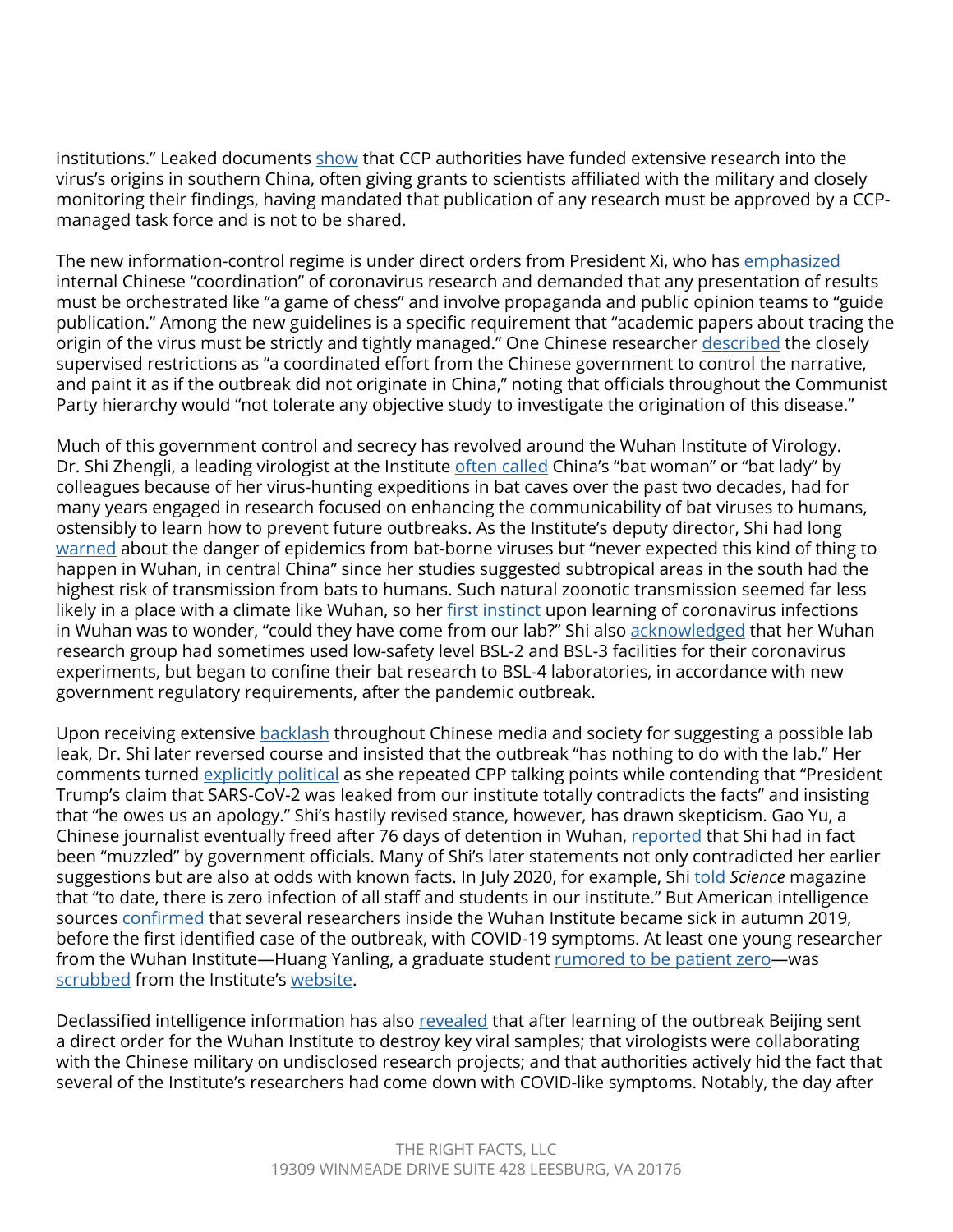institutions." Leaked documents show that CCP authorities have funded extensive research into the virus's origins in southern China, often giving grants to scientists affiliated with the military and closely monitoring their findings, having mandated that publication of any research must be approved by a CCP-managed task force and is not to be shared.

The new information-control regime is under direct orders from President Xi, who has emphasized internal Chinese "coordination" of coronavirus research and demanded that any presentation of results must be orchestrated like "a game of chess" and involve propaganda and public opinion teams to "guide publication." Among the new guidelines is a specific requirement that "academic papers about tracing the origin of the virus must be strictly and tightly managed." One Chinese researcher described the closely supervised restrictions as "a coordinated effort from the Chinese government to control the narrative, and paint it as if the outbreak did not originate in China," noting that officials throughout the Communist Party hierarchy would "not tolerate any objective study to investigate the origination of this disease."

Much of this government control and secrecy has revolved around the Wuhan Institute of Virology. Dr. Shi Zhengli, a leading virologist at the Institute often called China's "bat woman" or "bat lady" by colleagues because of her virus-hunting expeditions in bat caves over the past two decades, had for many years engaged in research focused on enhancing the communicability of bat viruses to humans, ostensibly to learn how to prevent future outbreaks. As the Institute's deputy director, Shi had long warned about the danger of epidemics from bat-borne viruses but "never expected this kind of thing to happen in Wuhan, in central China" since her studies suggested subtropical areas in the south had the highest risk of transmission from bats to humans. Such natural zoonotic transmission seemed far less likely in a place with a climate like Wuhan, so her first instinct upon learning of coronavirus infections in Wuhan was to wonder, "could they have come from our lab?" Shi also acknowledged that her Wuhan research group had sometimes used low-safety level BSL-2 and BSL-3 facilities for their coronavirus experiments, but began to confine their bat research to BSL-4 laboratories, in accordance with new government regulatory requirements, after the pandemic outbreak.

Upon receiving extensive backlash throughout Chinese media and society for suggesting a possible lab leak, Dr. Shi later reversed course and insisted that the outbreak "has nothing to do with the lab." Her comments turned explicitly political as she repeated CPP talking points while contending that "President Trump's claim that SARS-CoV-2 was leaked from our institute totally contradicts the facts" and insisting that "he owes us an apology." Shi's hastily revised stance, however, has drawn skepticism. Gao Yu, a Chinese journalist eventually freed after 76 days of detention in Wuhan, reported that Shi had in fact been "muzzled" by government officials. Many of Shi's later statements not only contradicted her earlier suggestions but are also at odds with known facts. In July 2020, for example, Shi told *Science* magazine that "to date, there is zero infection of all staff and students in our institute." But American intelligence sources confirmed that several researchers inside the Wuhan Institute became sick in autumn 2019, before the first identified case of the outbreak, with COVID-19 symptoms. At least one young researcher from the Wuhan Institute—Huang Yanling, a graduate student rumored to be patient zero—was scrubbed from the Institute's website.

Declassified intelligence information has also revealed that after learning of the outbreak Beijing sent a direct order for the Wuhan Institute to destroy key viral samples; that virologists were collaborating with the Chinese military on undisclosed research projects; and that authorities actively hid the fact that several of the Institute's researchers had come down with COVID-like symptoms. Notably, the day after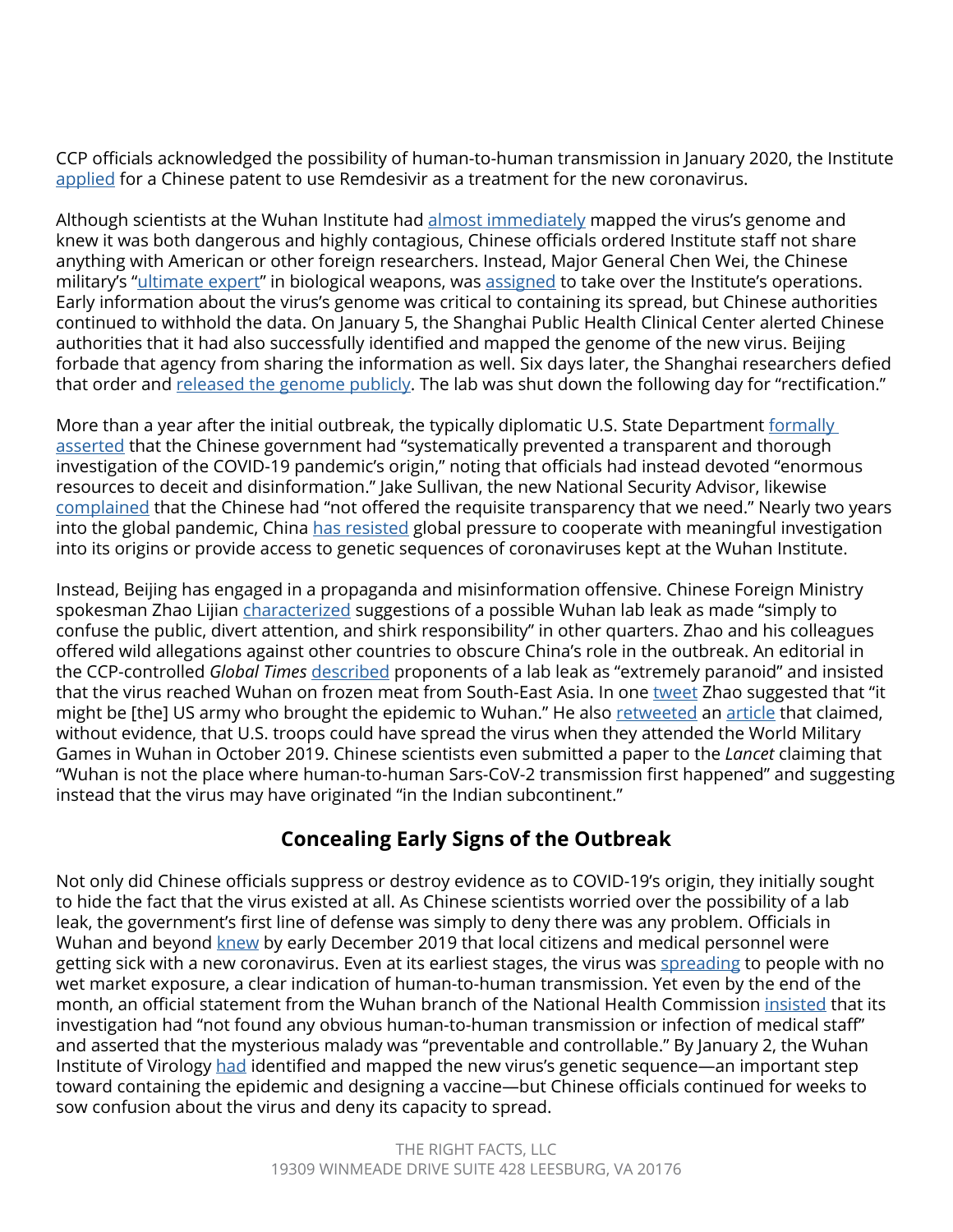CCP officials acknowledged the possibility of human-to-human transmission in January 2020, the Institute applied for a Chinese patent to use Remdesivir as a treatment for the new coronavirus.

Although scientists at the Wuhan Institute had almost immediately mapped the virus's genome and knew it was both dangerous and highly contagious, Chinese officials ordered Institute staff not share anything with American or other foreign researchers. Instead, Major General Chen Wei, the Chinese military's "ultimate expert" in biological weapons, was assigned to take over the Institute's operations. Early information about the virus's genome was critical to containing its spread, but Chinese authorities continued to withhold the data. On January 5, the Shanghai Public Health Clinical Center alerted Chinese authorities that it had also successfully identified and mapped the genome of the new virus. Beijing forbade that agency from sharing the information as well. Six days later, the Shanghai researchers defied that order and released the genome publicly. The lab was shut down the following day for "rectification."

More than a year after the initial outbreak, the typically diplomatic U.S. State Department formally asserted that the Chinese government had "systematically prevented a transparent and thorough investigation of the COVID-19 pandemic's origin," noting that officials had instead devoted "enormous resources to deceit and disinformation." Jake Sullivan, the new National Security Advisor, likewise complained that the Chinese had "not offered the requisite transparency that we need." Nearly two years into the global pandemic, China has resisted global pressure to cooperate with meaningful investigation into its origins or provide access to genetic sequences of coronaviruses kept at the Wuhan Institute.

Instead, Beijing has engaged in a propaganda and misinformation offensive. Chinese Foreign Ministry spokesman Zhao Lijian characterized suggestions of a possible Wuhan lab leak as made "simply to confuse the public, divert attention, and shirk responsibility" in other quarters. Zhao and his colleagues offered wild allegations against other countries to obscure China's role in the outbreak. An editorial in the CCP-controlled *Global Times* described proponents of a lab leak as "extremely paranoid" and insisted that the virus reached Wuhan on frozen meat from South-East Asia. In one tweet Zhao suggested that "it might be [the] US army who brought the epidemic to Wuhan." He also retweeted an article that claimed, without evidence, that U.S. troops could have spread the virus when they attended the World Military Games in Wuhan in October 2019. Chinese scientists even submitted a paper to the *Lancet* claiming that "Wuhan is not the place where human-to-human Sars-CoV-2 transmission first happened" and suggesting instead that the virus may have originated "in the Indian subcontinent."

## Concealing Early Signs of the Outbreak

Not only did Chinese officials suppress or destroy evidence as to COVID-19's origin, they initially sought to hide the fact that the virus existed at all. As Chinese scientists worried over the possibility of a lab leak, the government's first line of defense was simply to deny there was any problem. Officials in Wuhan and beyond knew by early December 2019 that local citizens and medical personnel were getting sick with a new coronavirus. Even at its earliest stages, the virus was spreading to people with no wet market exposure, a clear indication of human-to-human transmission. Yet even by the end of the month, an official statement from the Wuhan branch of the National Health Commission insisted that its investigation had "not found any obvious human-to-human transmission or infection of medical staff" and asserted that the mysterious malady was "preventable and controllable." By January 2, the Wuhan Institute of Virology had identified and mapped the new virus's genetic sequence—an important step toward containing the epidemic and designing a vaccine—but Chinese officials continued for weeks to sow confusion about the virus and deny its capacity to spread.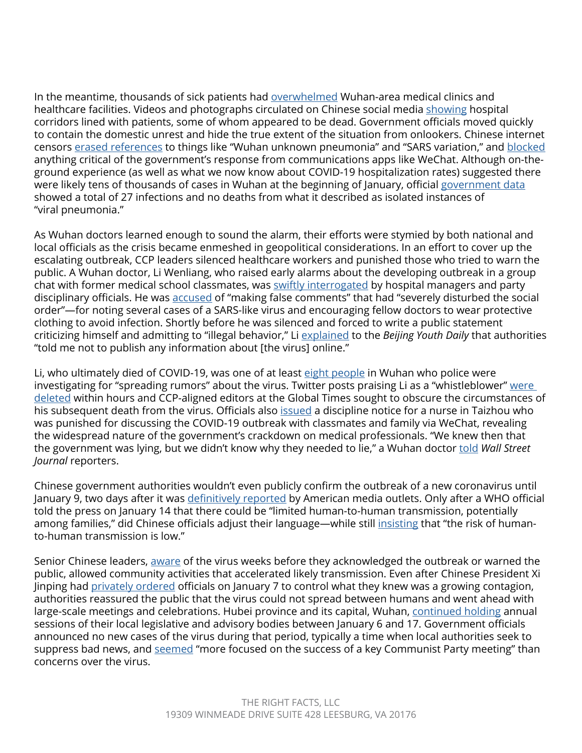In the meantime, thousands of sick patients had overwhelmed Wuhan-area medical clinics and healthcare facilities. Videos and photographs circulated on Chinese social media showing hospital corridors lined with patients, some of whom appeared to be dead. Government officials moved quickly to contain the domestic unrest and hide the true extent of the situation from onlookers. Chinese internet censors erased references to things like "Wuhan unknown pneumonia" and "SARS variation," and blocked anything critical of the government's response from communications apps like WeChat. Although on-the-ground experience (as well as what we now know about COVID-19 hospitalization rates) suggested there were likely tens of thousands of cases in Wuhan at the beginning of January, official government data showed a total of 27 infections and no deaths from what it described as isolated instances of "viral pneumonia."

As Wuhan doctors learned enough to sound the alarm, their efforts were stymied by both national and local officials as the crisis became enmeshed in geopolitical considerations. In an effort to cover up the escalating outbreak, CCP leaders silenced healthcare workers and punished those who tried to warn the public. A Wuhan doctor, Li Wenliang, who raised early alarms about the developing outbreak in a group chat with former medical school classmates, was swiftly interrogated by hospital managers and party disciplinary officials. He was accused of "making false comments" that had "severely disturbed the social order"—for noting several cases of a SARS-like virus and encouraging fellow doctors to wear protective clothing to avoid infection. Shortly before he was silenced and forced to write a public statement criticizing himself and admitting to "illegal behavior," Li explained to the *Beijing Youth Daily* that authorities "told me not to publish any information about [the virus] online."

Li, who ultimately died of COVID-19, was one of at least eight people in Wuhan who police were investigating for "spreading rumors" about the virus. Twitter posts praising Li as a "whistleblower" were deleted within hours and CCP-aligned editors at the Global Times sought to obscure the circumstances of his subsequent death from the virus. Officials also issued a discipline notice for a nurse in Taizhou who was punished for discussing the COVID-19 outbreak with classmates and family via WeChat, revealing the widespread nature of the government's crackdown on medical professionals. "We knew then that the government was lying, but we didn't know why they needed to lie," a Wuhan doctor told *Wall Street Journal* reporters.

Chinese government authorities wouldn't even publicly confirm the outbreak of a new coronavirus until January 9, two days after it was definitively reported by American media outlets. Only after a WHO official told the press on January 14 that there could be "limited human-to-human transmission, potentially among families," did Chinese officials adjust their language—while still insisting that "the risk of human-to-human transmission is low."

Senior Chinese leaders, aware of the virus weeks before they acknowledged the outbreak or warned the public, allowed community activities that accelerated likely transmission. Even after Chinese President Xi Jinping had privately ordered officials on January 7 to control what they knew was a growing contagion, authorities reassured the public that the virus could not spread between humans and went ahead with large-scale meetings and celebrations. Hubei province and its capital, Wuhan, continued holding annual sessions of their local legislative and advisory bodies between January 6 and 17. Government officials announced no new cases of the virus during that period, typically a time when local authorities seek to suppress bad news, and seemed "more focused on the success of a key Communist Party meeting" than concerns over the virus.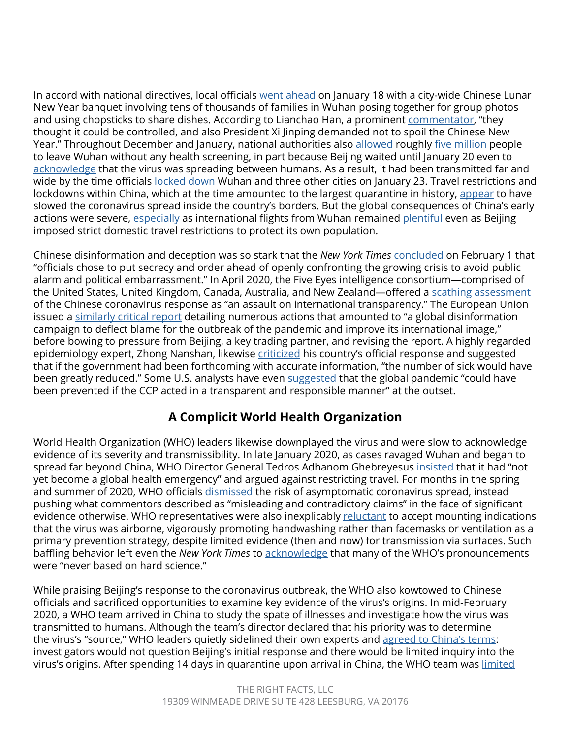In accord with national directives, local officials went ahead on January 18 with a city-wide Chinese Lunar New Year banquet involving tens of thousands of families in Wuhan posing together for group photos and using chopsticks to share dishes. According to Lianchao Han, a prominent commentator, "they thought it could be controlled, and also President Xi Jinping demanded not to spoil the Chinese New Year." Throughout December and January, national authorities also allowed roughly five million people to leave Wuhan without any health screening, in part because Beijing waited until January 20 even to acknowledge that the virus was spreading between humans. As a result, it had been transmitted far and wide by the time officials locked down Wuhan and three other cities on January 23. Travel restrictions and lockdowns within China, which at the time amounted to the largest quarantine in history, appear to have slowed the coronavirus spread inside the country's borders. But the global consequences of China's early actions were severe, especially as international flights from Wuhan remained plentiful even as Beijing imposed strict domestic travel restrictions to protect its own population.

Chinese disinformation and deception was so stark that the *New York Times* concluded on February 1 that "officials chose to put secrecy and order ahead of openly confronting the growing crisis to avoid public alarm and political embarrassment." In April 2020, the Five Eyes intelligence consortium—comprised of the United States, United Kingdom, Canada, Australia, and New Zealand—offered a scathing assessment of the Chinese coronavirus response as "an assault on international transparency." The European Union issued a similarly critical report detailing numerous actions that amounted to "a global disinformation campaign to deflect blame for the outbreak of the pandemic and improve its international image," before bowing to pressure from Beijing, a key trading partner, and revising the report. A highly regarded epidemiology expert, Zhong Nanshan, likewise criticized his country's official response and suggested that if the government had been forthcoming with accurate information, "the number of sick would have been greatly reduced." Some U.S. analysts have even suggested that the global pandemic "could have been prevented if the CCP acted in a transparent and responsible manner" at the outset.

## A Complicit World Health Organization

World Health Organization (WHO) leaders likewise downplayed the virus and were slow to acknowledge evidence of its severity and transmissibility. In late January 2020, as cases ravaged Wuhan and began to spread far beyond China, WHO Director General Tedros Adhanom Ghebreyesus insisted that it had "not yet become a global health emergency" and argued against restricting travel. For months in the spring and summer of 2020, WHO officials dismissed the risk of asymptomatic coronavirus spread, instead pushing what commentors described as "misleading and contradictory claims" in the face of significant evidence otherwise. WHO representatives were also inexplicably reluctant to accept mounting indications that the virus was airborne, vigorously promoting handwashing rather than facemasks or ventilation as a primary prevention strategy, despite limited evidence (then and now) for transmission via surfaces. Such baffling behavior left even the *New York Times* to acknowledge that many of the WHO's pronouncements were "never based on hard science."

While praising Beijing's response to the coronavirus outbreak, the WHO also kowtowed to Chinese officials and sacrificed opportunities to examine key evidence of the virus's origins. In mid-February 2020, a WHO team arrived in China to study the spate of illnesses and investigate how the virus was transmitted to humans. Although the team's director declared that his priority was to determine the virus's "source," WHO leaders quietly sidelined their own experts and agreed to China's terms: investigators would not question Beijing's initial response and there would be limited inquiry into the virus's origins. After spending 14 days in quarantine upon arrival in China, the WHO team was limited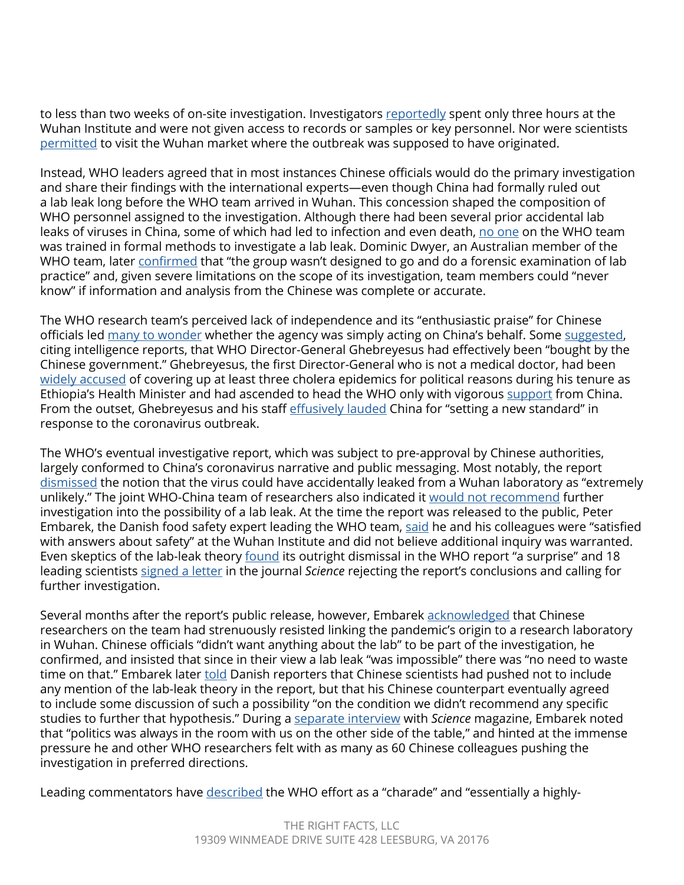to less than two weeks of on-site investigation. Investigators reportedly spent only three hours at the Wuhan Institute and were not given access to records or samples or key personnel. Nor were scientists permitted to visit the Wuhan market where the outbreak was supposed to have originated.

Instead, WHO leaders agreed that in most instances Chinese officials would do the primary investigation and share their findings with the international experts—even though China had formally ruled out a lab leak long before the WHO team arrived in Wuhan. This concession shaped the composition of WHO personnel assigned to the investigation. Although there had been several prior accidental lab leaks of viruses in China, some of which had led to infection and even death, no one on the WHO team was trained in formal methods to investigate a lab leak. Dominic Dwyer, an Australian member of the WHO team, later confirmed that "the group wasn't designed to go and do a forensic examination of lab practice" and, given severe limitations on the scope of its investigation, team members could "never know" if information and analysis from the Chinese was complete or accurate.

The WHO research team's perceived lack of independence and its "enthusiastic praise" for Chinese officials led many to wonder whether the agency was simply acting on China's behalf. Some suggested, citing intelligence reports, that WHO Director-General Ghebreyesus had effectively been "bought by the Chinese government." Ghebreyesus, the first Director-General who is not a medical doctor, had been widely accused of covering up at least three cholera epidemics for political reasons during his tenure as Ethiopia's Health Minister and had ascended to head the WHO only with vigorous support from China. From the outset, Ghebreyesus and his staff effusively lauded China for "setting a new standard" in response to the coronavirus outbreak.

The WHO's eventual investigative report, which was subject to pre-approval by Chinese authorities, largely conformed to China's coronavirus narrative and public messaging. Most notably, the report dismissed the notion that the virus could have accidentally leaked from a Wuhan laboratory as "extremely unlikely." The joint WHO-China team of researchers also indicated it would not recommend further investigation into the possibility of a lab leak. At the time the report was released to the public, Peter Embarek, the Danish food safety expert leading the WHO team, said he and his colleagues were "satisfied with answers about safety" at the Wuhan Institute and did not believe additional inquiry was warranted. Even skeptics of the lab-leak theory found its outright dismissal in the WHO report "a surprise" and 18 leading scientists signed a letter in the journal *Science* rejecting the report's conclusions and calling for further investigation.

Several months after the report's public release, however, Embarek acknowledged that Chinese researchers on the team had strenuously resisted linking the pandemic's origin to a research laboratory in Wuhan. Chinese officials "didn't want anything about the lab" to be part of the investigation, he confirmed, and insisted that since in their view a lab leak "was impossible" there was "no need to waste time on that." Embarek later told Danish reporters that Chinese scientists had pushed not to include any mention of the lab-leak theory in the report, but that his Chinese counterpart eventually agreed to include some discussion of such a possibility "on the condition we didn't recommend any specific studies to further that hypothesis." During a separate interview with *Science* magazine, Embarek noted that "politics was always in the room with us on the other side of the table," and hinted at the immense pressure he and other WHO researchers felt with as many as 60 Chinese colleagues pushing the investigation in preferred directions.

Leading commentators have described the WHO effort as a "charade" and "essentially a highly-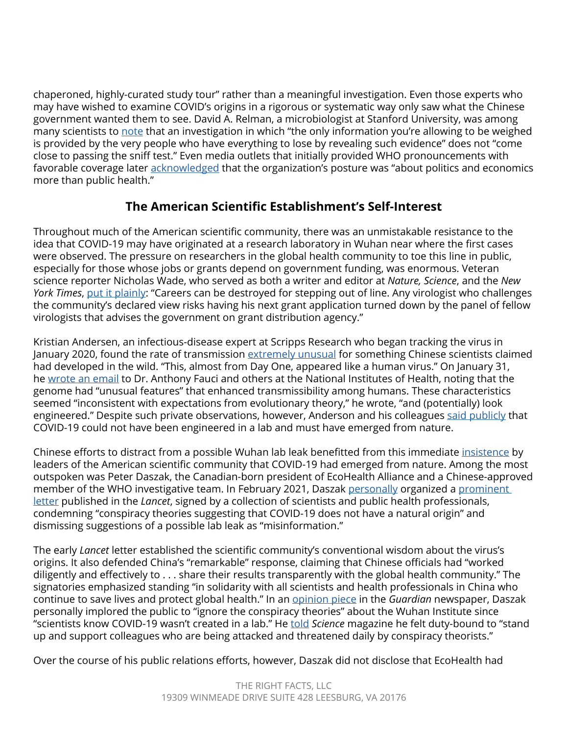chaperoned, highly-curated study tour" rather than a meaningful investigation. Even those experts who may have wished to examine COVID's origins in a rigorous or systematic way only saw what the Chinese government wanted them to see. David A. Relman, a microbiologist at Stanford University, was among many scientists to note that an investigation in which "the only information you're allowing to be weighed is provided by the very people who have everything to lose by revealing such evidence" does not "come close to passing the sniff test." Even media outlets that initially provided WHO pronouncements with favorable coverage later acknowledged that the organization's posture was "about politics and economics more than public health."

## The American Scientific Establishment's Self-Interest

Throughout much of the American scientific community, there was an unmistakable resistance to the idea that COVID-19 may have originated at a research laboratory in Wuhan near where the first cases were observed. The pressure on researchers in the global health community to toe this line in public, especially for those whose jobs or grants depend on government funding, was enormous. Veteran science reporter Nicholas Wade, who served as both a writer and editor at *Nature, Science*, and the *New York Times*, put it plainly: "Careers can be destroyed for stepping out of line. Any virologist who challenges the community's declared view risks having his next grant application turned down by the panel of fellow virologists that advises the government on grant distribution agency."

Kristian Andersen, an infectious-disease expert at Scripps Research who began tracking the virus in January 2020, found the rate of transmission extremely unusual for something Chinese scientists claimed had developed in the wild. "This, almost from Day One, appeared like a human virus." On January 31, he wrote an email to Dr. Anthony Fauci and others at the National Institutes of Health, noting that the genome had "unusual features" that enhanced transmissibility among humans. These characteristics seemed "inconsistent with expectations from evolutionary theory," he wrote, "and (potentially) look engineered." Despite such private observations, however, Anderson and his colleagues said publicly that COVID-19 could not have been engineered in a lab and must have emerged from nature.

Chinese efforts to distract from a possible Wuhan lab leak benefitted from this immediate insistence by leaders of the American scientific community that COVID-19 had emerged from nature. Among the most outspoken was Peter Daszak, the Canadian-born president of EcoHealth Alliance and a Chinese-approved member of the WHO investigative team. In February 2021, Daszak personally organized a prominent letter published in the *Lancet*, signed by a collection of scientists and public health professionals, condemning "conspiracy theories suggesting that COVID-19 does not have a natural origin" and dismissing suggestions of a possible lab leak as "misinformation."

The early *Lancet* letter established the scientific community's conventional wisdom about the virus's origins. It also defended China's "remarkable" response, claiming that Chinese officials had "worked diligently and effectively to . . . share their results transparently with the global health community." The signatories emphasized standing "in solidarity with all scientists and health professionals in China who continue to save lives and protect global health." In an opinion piece in the *Guardian* newspaper, Daszak personally implored the public to "ignore the conspiracy theories" about the Wuhan Institute since "scientists know COVID-19 wasn't created in a lab." He told *Science* magazine he felt duty-bound to "stand up and support colleagues who are being attacked and threatened daily by conspiracy theorists."

Over the course of his public relations efforts, however, Daszak did not disclose that EcoHealth had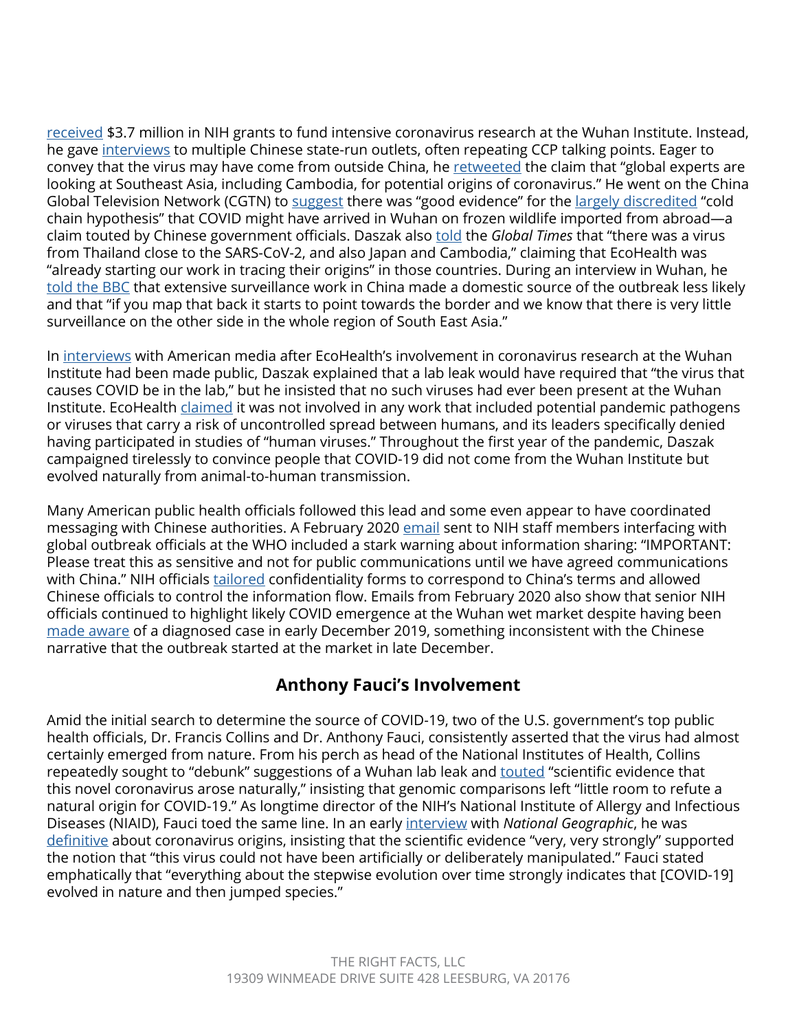received $3.7 million in NIH grants to fund intensive coronavirus research at the Wuhan Institute. Instead, he gave interviews to multiple Chinese state-run outlets, often repeating CCP talking points. Eager to convey that the virus may have come from outside China, he retweeted the claim that "global experts are looking at Southeast Asia, including Cambodia, for potential origins of coronavirus." He went on the China Global Television Network (CGTN) to suggest there was "good evidence" for the largely discredited "cold chain hypothesis" that COVID might have arrived in Wuhan on frozen wildlife imported from abroad—a claim touted by Chinese government officials. Daszak also told the *Global Times* that "there was a virus from Thailand close to the SARS-CoV-2, and also Japan and Cambodia," claiming that EcoHealth was "already starting our work in tracing their origins" in those countries. During an interview in Wuhan, he told the BBC that extensive surveillance work in China made a domestic source of the outbreak less likely and that "if you map that back it starts to point towards the border and we know that there is very little surveillance on the other side in the whole region of South East Asia."

In interviews with American media after EcoHealth's involvement in coronavirus research at the Wuhan Institute had been made public, Daszak explained that a lab leak would have required that "the virus that causes COVID be in the lab," but he insisted that no such viruses had ever been present at the Wuhan Institute. EcoHealth claimed it was not involved in any work that included potential pandemic pathogens or viruses that carry a risk of uncontrolled spread between humans, and its leaders specifically denied having participated in studies of "human viruses." Throughout the first year of the pandemic, Daszak campaigned tirelessly to convince people that COVID-19 did not come from the Wuhan Institute but evolved naturally from animal-to-human transmission.

Many American public health officials followed this lead and some even appear to have coordinated messaging with Chinese authorities. A February 2020 email sent to NIH staff members interfacing with global outbreak officials at the WHO included a stark warning about information sharing: "IMPORTANT: Please treat this as sensitive and not for public communications until we have agreed communications with China." NIH officials tailored confidentiality forms to correspond to China's terms and allowed Chinese officials to control the information flow. Emails from February 2020 also show that senior NIH officials continued to highlight likely COVID emergence at the Wuhan wet market despite having been made aware of a diagnosed case in early December 2019, something inconsistent with the Chinese narrative that the outbreak started at the market in late December.

## Anthony Fauci's Involvement

Amid the initial search to determine the source of COVID-19, two of the U.S. government's top public health officials, Dr. Francis Collins and Dr. Anthony Fauci, consistently asserted that the virus had almost certainly emerged from nature. From his perch as head of the National Institutes of Health, Collins repeatedly sought to "debunk" suggestions of a Wuhan lab leak and touted "scientific evidence that this novel coronavirus arose naturally," insisting that genomic comparisons left "little room to refute a natural origin for COVID-19." As longtime director of the NIH's National Institute of Allergy and Infectious Diseases (NIAID), Fauci toed the same line. In an early interview with *National Geographic*, he was definitive about coronavirus origins, insisting that the scientific evidence "very, very strongly" supported the notion that "this virus could not have been artificially or deliberately manipulated." Fauci stated emphatically that "everything about the stepwise evolution over time strongly indicates that [COVID-19] evolved in nature and then jumped species."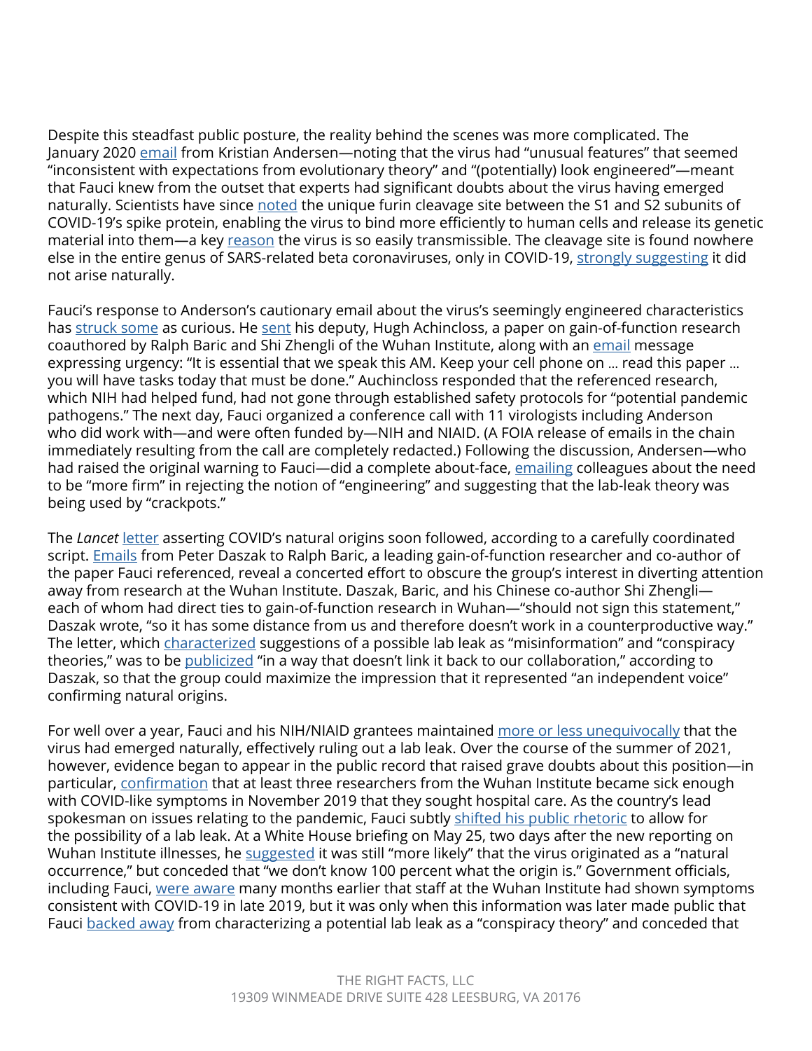Despite this steadfast public posture, the reality behind the scenes was more complicated. The January 2020 email from Kristian Andersen—noting that the virus had "unusual features" that seemed "inconsistent with expectations from evolutionary theory" and "(potentially) look engineered"—meant that Fauci knew from the outset that experts had significant doubts about the virus having emerged naturally. Scientists have since noted the unique furin cleavage site between the S1 and S2 subunits of COVID-19's spike protein, enabling the virus to bind more efficiently to human cells and release its genetic material into them—a key reason the virus is so easily transmissible. The cleavage site is found nowhere else in the entire genus of SARS-related beta coronaviruses, only in COVID-19, strongly suggesting it did not arise naturally.

Fauci's response to Anderson's cautionary email about the virus's seemingly engineered characteristics has struck some as curious. He sent his deputy, Hugh Achincloss, a paper on gain-of-function research coauthored by Ralph Baric and Shi Zhengli of the Wuhan Institute, along with an email message expressing urgency: "It is essential that we speak this AM. Keep your cell phone on … read this paper … you will have tasks today that must be done." Auchincloss responded that the referenced research, which NIH had helped fund, had not gone through established safety protocols for "potential pandemic pathogens." The next day, Fauci organized a conference call with 11 virologists including Anderson who did work with—and were often funded by—NIH and NIAID. (A FOIA release of emails in the chain immediately resulting from the call are completely redacted.) Following the discussion, Andersen—who had raised the original warning to Fauci—did a complete about-face, emailing colleagues about the need to be "more firm" in rejecting the notion of "engineering" and suggesting that the lab-leak theory was being used by "crackpots."

The *Lancet* letter asserting COVID's natural origins soon followed, according to a carefully coordinated script. Emails from Peter Daszak to Ralph Baric, a leading gain-of-function researcher and co-author of the paper Fauci referenced, reveal a concerted effort to obscure the group's interest in diverting attention away from research at the Wuhan Institute. Daszak, Baric, and his Chinese co-author Shi Zhengli—each of whom had direct ties to gain-of-function research in Wuhan—"should not sign this statement," Daszak wrote, "so it has some distance from us and therefore doesn't work in a counterproductive way." The letter, which characterized suggestions of a possible lab leak as "misinformation" and "conspiracy theories," was to be publicized "in a way that doesn't link it back to our collaboration," according to Daszak, so that the group could maximize the impression that it represented "an independent voice" confirming natural origins.

For well over a year, Fauci and his NIH/NIAID grantees maintained more or less unequivocally that the virus had emerged naturally, effectively ruling out a lab leak. Over the course of the summer of 2021, however, evidence began to appear in the public record that raised grave doubts about this position—in particular, confirmation that at least three researchers from the Wuhan Institute became sick enough with COVID-like symptoms in November 2019 that they sought hospital care. As the country's lead spokesman on issues relating to the pandemic, Fauci subtly shifted his public rhetoric to allow for the possibility of a lab leak. At a White House briefing on May 25, two days after the new reporting on Wuhan Institute illnesses, he suggested it was still "more likely" that the virus originated as a "natural occurrence," but conceded that "we don't know 100 percent what the origin is." Government officials, including Fauci, were aware many months earlier that staff at the Wuhan Institute had shown symptoms consistent with COVID-19 in late 2019, but it was only when this information was later made public that Fauci backed away from characterizing a potential lab leak as a "conspiracy theory" and conceded that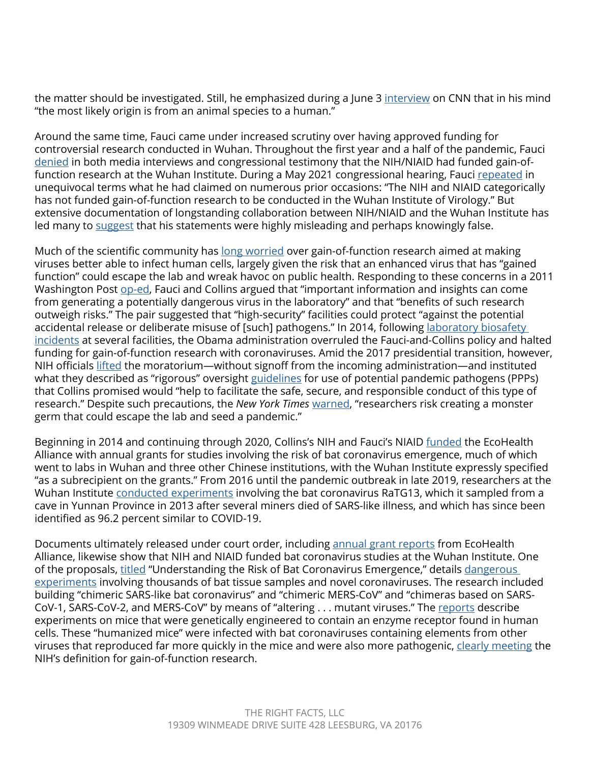the matter should be investigated. Still, he emphasized during a June 3 interview on CNN that in his mind "the most likely origin is from an animal species to a human."

Around the same time, Fauci came under increased scrutiny over having approved funding for controversial research conducted in Wuhan. Throughout the first year and a half of the pandemic, Fauci denied in both media interviews and congressional testimony that the NIH/NIAID had funded gain-of-function research at the Wuhan Institute. During a May 2021 congressional hearing, Fauci repeated in unequivocal terms what he had claimed on numerous prior occasions: "The NIH and NIAID categorically has not funded gain-of-function research to be conducted in the Wuhan Institute of Virology." But extensive documentation of longstanding collaboration between NIH/NIAID and the Wuhan Institute has led many to suggest that his statements were highly misleading and perhaps knowingly false.

Much of the scientific community has long worried over gain-of-function research aimed at making viruses better able to infect human cells, largely given the risk that an enhanced virus that has "gained function" could escape the lab and wreak havoc on public health. Responding to these concerns in a 2011 Washington Post op-ed, Fauci and Collins argued that "important information and insights can come from generating a potentially dangerous virus in the laboratory" and that "benefits of such research outweigh risks." The pair suggested that "high-security" facilities could protect "against the potential accidental release or deliberate misuse of [such] pathogens." In 2014, following laboratory biosafety incidents at several facilities, the Obama administration overruled the Fauci-and-Collins policy and halted funding for gain-of-function research with coronaviruses. Amid the 2017 presidential transition, however, NIH officials lifted the moratorium—without signoff from the incoming administration—and instituted what they described as "rigorous" oversight guidelines for use of potential pandemic pathogens (PPPs) that Collins promised would "help to facilitate the safe, secure, and responsible conduct of this type of research." Despite such precautions, the *New York Times* warned, "researchers risk creating a monster germ that could escape the lab and seed a pandemic."

Beginning in 2014 and continuing through 2020, Collins's NIH and Fauci's NIAID funded the EcoHealth Alliance with annual grants for studies involving the risk of bat coronavirus emergence, much of which went to labs in Wuhan and three other Chinese institutions, with the Wuhan Institute expressly specified "as a subrecipient on the grants." From 2016 until the pandemic outbreak in late 2019, researchers at the Wuhan Institute conducted experiments involving the bat coronavirus RaTG13, which it sampled from a cave in Yunnan Province in 2013 after several miners died of SARS-like illness, and which has since been identified as 96.2 percent similar to COVID-19.

Documents ultimately released under court order, including annual grant reports from EcoHealth Alliance, likewise show that NIH and NIAID funded bat coronavirus studies at the Wuhan Institute. One of the proposals, titled "Understanding the Risk of Bat Coronavirus Emergence," details dangerous experiments involving thousands of bat tissue samples and novel coronaviruses. The research included building "chimeric SARS-like bat coronavirus" and "chimeric MERS-CoV" and "chimeras based on SARS-CoV-1, SARS-CoV-2, and MERS-CoV" by means of "altering . . . mutant viruses." The reports describe experiments on mice that were genetically engineered to contain an enzyme receptor found in human cells. These "humanized mice" were infected with bat coronaviruses containing elements from other viruses that reproduced far more quickly in the mice and were also more pathogenic, clearly meeting the NIH's definition for gain-of-function research.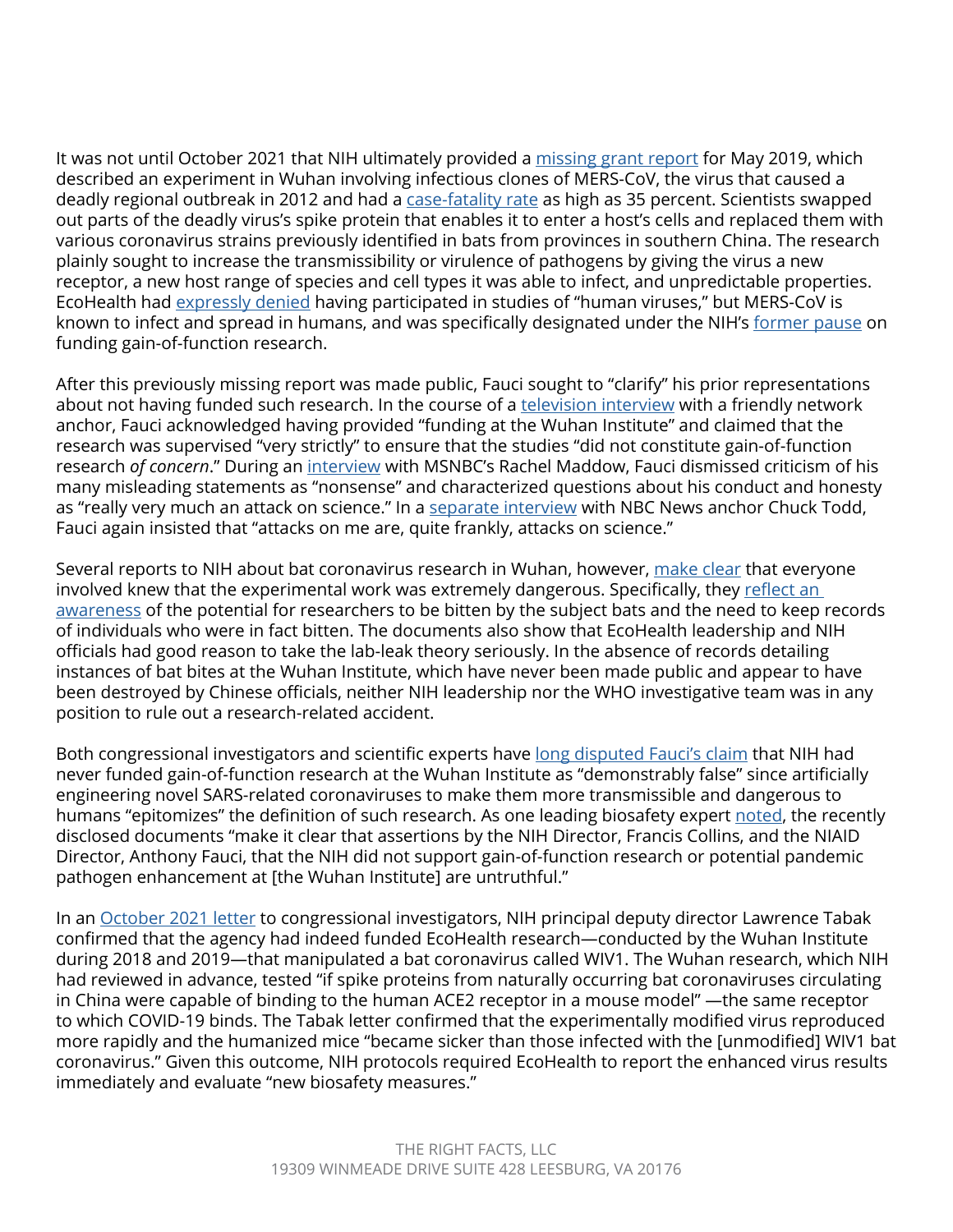It was not until October 2021 that NIH ultimately provided a missing grant report for May 2019, which described an experiment in Wuhan involving infectious clones of MERS-CoV, the virus that caused a deadly regional outbreak in 2012 and had a case-fatality rate as high as 35 percent. Scientists swapped out parts of the deadly virus's spike protein that enables it to enter a host's cells and replaced them with various coronavirus strains previously identified in bats from provinces in southern China. The research plainly sought to increase the transmissibility or virulence of pathogens by giving the virus a new receptor, a new host range of species and cell types it was able to infect, and unpredictable properties. EcoHealth had expressly denied having participated in studies of "human viruses," but MERS-CoV is known to infect and spread in humans, and was specifically designated under the NIH's former pause on funding gain-of-function research.

After this previously missing report was made public, Fauci sought to "clarify" his prior representations about not having funded such research. In the course of a television interview with a friendly network anchor, Fauci acknowledged having provided "funding at the Wuhan Institute" and claimed that the research was supervised "very strictly" to ensure that the studies "did not constitute gain-of-function research *of concern*." During an interview with MSNBC's Rachel Maddow, Fauci dismissed criticism of his many misleading statements as "nonsense" and characterized questions about his conduct and honesty as "really very much an attack on science." In a separate interview with NBC News anchor Chuck Todd, Fauci again insisted that "attacks on me are, quite frankly, attacks on science."

Several reports to NIH about bat coronavirus research in Wuhan, however, make clear that everyone involved knew that the experimental work was extremely dangerous. Specifically, they reflect an awareness of the potential for researchers to be bitten by the subject bats and the need to keep records of individuals who were in fact bitten. The documents also show that EcoHealth leadership and NIH officials had good reason to take the lab-leak theory seriously. In the absence of records detailing instances of bat bites at the Wuhan Institute, which have never been made public and appear to have been destroyed by Chinese officials, neither NIH leadership nor the WHO investigative team was in any position to rule out a research-related accident.

Both congressional investigators and scientific experts have long disputed Fauci's claim that NIH had never funded gain-of-function research at the Wuhan Institute as "demonstrably false" since artificially engineering novel SARS-related coronaviruses to make them more transmissible and dangerous to humans "epitomizes" the definition of such research. As one leading biosafety expert noted, the recently disclosed documents "make it clear that assertions by the NIH Director, Francis Collins, and the NIAID Director, Anthony Fauci, that the NIH did not support gain-of-function research or potential pandemic pathogen enhancement at [the Wuhan Institute] are untruthful."

In an October 2021 letter to congressional investigators, NIH principal deputy director Lawrence Tabak confirmed that the agency had indeed funded EcoHealth research—conducted by the Wuhan Institute during 2018 and 2019—that manipulated a bat coronavirus called WIV1. The Wuhan research, which NIH had reviewed in advance, tested "if spike proteins from naturally occurring bat coronaviruses circulating in China were capable of binding to the human ACE2 receptor in a mouse model" —the same receptor to which COVID-19 binds. The Tabak letter confirmed that the experimentally modified virus reproduced more rapidly and the humanized mice "became sicker than those infected with the [unmodified] WIV1 bat coronavirus." Given this outcome, NIH protocols required EcoHealth to report the enhanced virus results immediately and evaluate "new biosafety measures."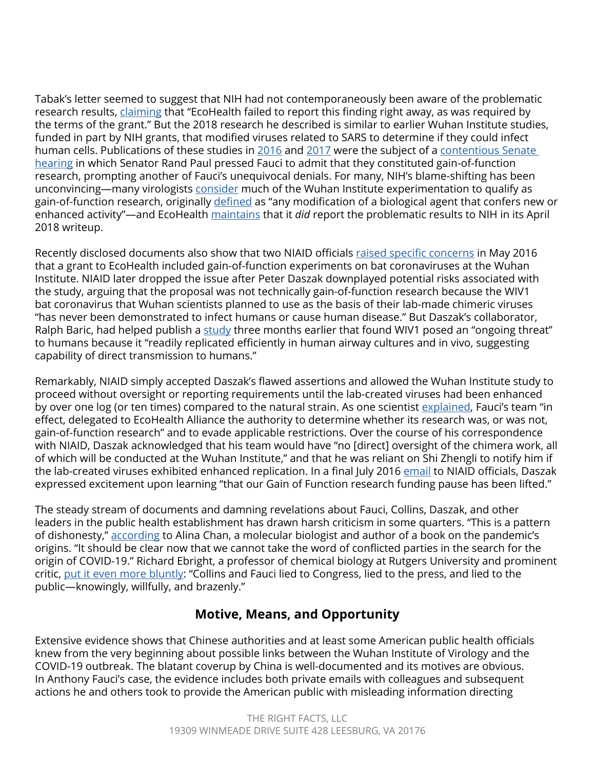Tabak's letter seemed to suggest that NIH had not contemporaneously been aware of the problematic research results, claiming that "EcoHealth failed to report this finding right away, as was required by the terms of the grant." But the 2018 research he described is similar to earlier Wuhan Institute studies, funded in part by NIH grants, that modified viruses related to SARS to determine if they could infect human cells. Publications of these studies in 2016 and 2017 were the subject of a contentious Senate hearing in which Senator Rand Paul pressed Fauci to admit that they constituted gain-of-function research, prompting another of Fauci's unequivocal denials. For many, NIH's blame-shifting has been unconvincing—many virologists consider much of the Wuhan Institute experimentation to qualify as gain-of-function research, originally defined as "any modification of a biological agent that confers new or enhanced activity"—and EcoHealth maintains that it *did* report the problematic results to NIH in its April 2018 writeup.

Recently disclosed documents also show that two NIAID officials raised specific concerns in May 2016 that a grant to EcoHealth included gain-of-function experiments on bat coronaviruses at the Wuhan Institute. NIAID later dropped the issue after Peter Daszak downplayed potential risks associated with the study, arguing that the proposal was not technically gain-of-function research because the WIV1 bat coronavirus that Wuhan scientists planned to use as the basis of their lab-made chimeric viruses "has never been demonstrated to infect humans or cause human disease." But Daszak's collaborator, Ralph Baric, had helped publish a study three months earlier that found WIV1 posed an "ongoing threat" to humans because it "readily replicated efficiently in human airway cultures and in vivo, suggesting capability of direct transmission to humans."

Remarkably, NIAID simply accepted Daszak's flawed assertions and allowed the Wuhan Institute study to proceed without oversight or reporting requirements until the lab-created viruses had been enhanced by over one log (or ten times) compared to the natural strain. As one scientist explained, Fauci's team "in effect, delegated to EcoHealth Alliance the authority to determine whether its research was, or was not, gain-of-function research" and to evade applicable restrictions. Over the course of his correspondence with NIAID, Daszak acknowledged that his team would have "no [direct] oversight of the chimera work, all of which will be conducted at the Wuhan Institute," and that he was reliant on Shi Zhengli to notify him if the lab-created viruses exhibited enhanced replication. In a final July 2016 email to NIAID officials, Daszak expressed excitement upon learning "that our Gain of Function research funding pause has been lifted."

The steady stream of documents and damning revelations about Fauci, Collins, Daszak, and other leaders in the public health establishment has drawn harsh criticism in some quarters. "This is a pattern of dishonesty," according to Alina Chan, a molecular biologist and author of a book on the pandemic's origins. "It should be clear now that we cannot take the word of conflicted parties in the search for the origin of COVID-19." Richard Ebright, a professor of chemical biology at Rutgers University and prominent critic, put it even more bluntly: "Collins and Fauci lied to Congress, lied to the press, and lied to the public—knowingly, willfully, and brazenly."

## Motive, Means, and Opportunity

Extensive evidence shows that Chinese authorities and at least some American public health officials knew from the very beginning about possible links between the Wuhan Institute of Virology and the COVID-19 outbreak. The blatant coverup by China is well-documented and its motives are obvious. In Anthony Fauci's case, the evidence includes both private emails with colleagues and subsequent actions he and others took to provide the American public with misleading information directing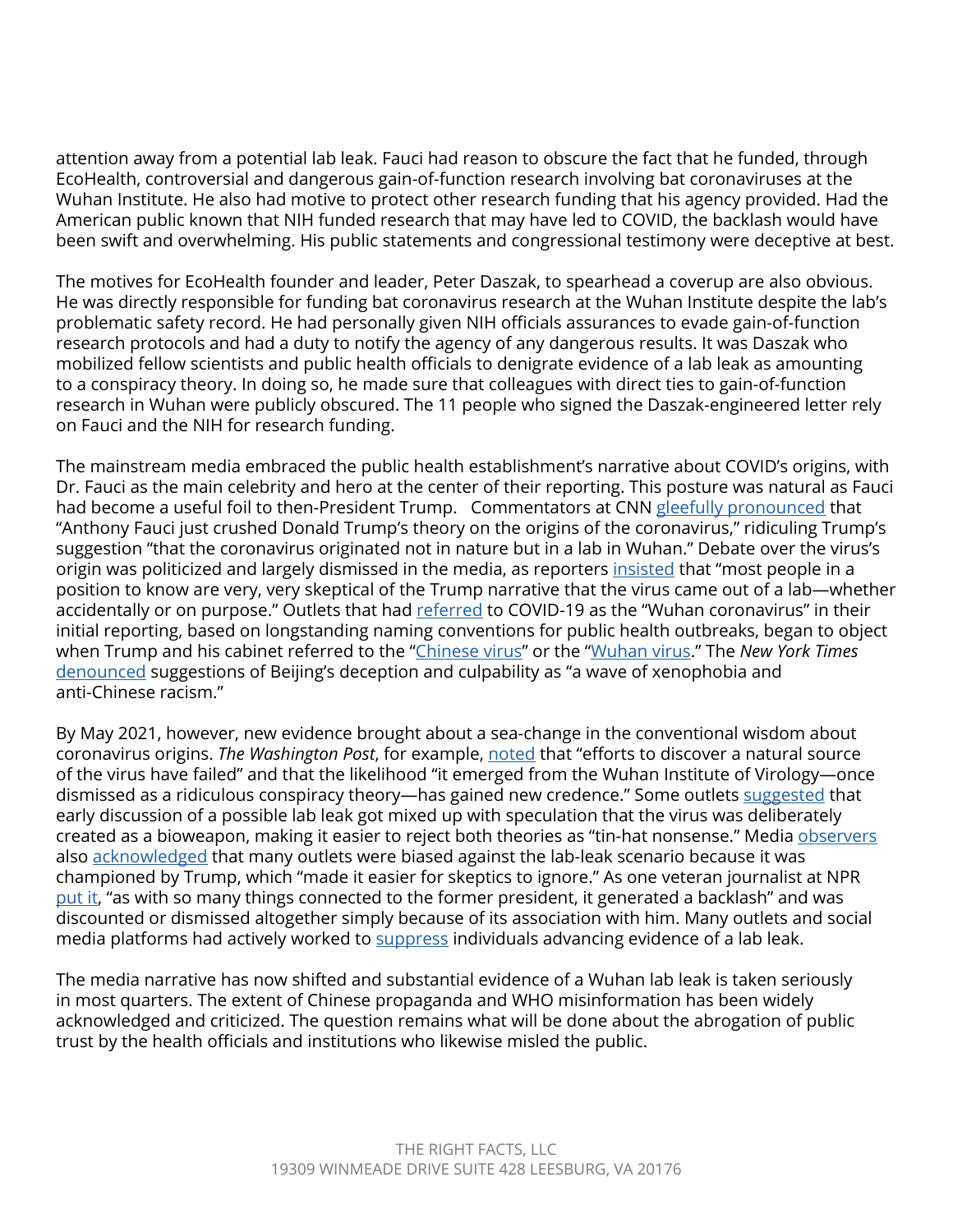attention away from a potential lab leak. Fauci had reason to obscure the fact that he funded, through EcoHealth, controversial and dangerous gain-of-function research involving bat coronaviruses at the Wuhan Institute. He also had motive to protect other research funding that his agency provided. Had the American public known that NIH funded research that may have led to COVID, the backlash would have been swift and overwhelming. His public statements and congressional testimony were deceptive at best.

The motives for EcoHealth founder and leader, Peter Daszak, to spearhead a coverup are also obvious. He was directly responsible for funding bat coronavirus research at the Wuhan Institute despite the lab's problematic safety record. He had personally given NIH officials assurances to evade gain-of-function research protocols and had a duty to notify the agency of any dangerous results. It was Daszak who mobilized fellow scientists and public health officials to denigrate evidence of a lab leak as amounting to a conspiracy theory. In doing so, he made sure that colleagues with direct ties to gain-of-function research in Wuhan were publicly obscured. The 11 people who signed the Daszak-engineered letter rely on Fauci and the NIH for research funding.

The mainstream media embraced the public health establishment's narrative about COVID's origins, with Dr. Fauci as the main celebrity and hero at the center of their reporting. This posture was natural as Fauci had become a useful foil to then-President Trump. Commentators at CNN gleefully pronounced that "Anthony Fauci just crushed Donald Trump's theory on the origins of the coronavirus," ridiculing Trump's suggestion "that the coronavirus originated not in nature but in a lab in Wuhan." Debate over the virus's origin was politicized and largely dismissed in the media, as reporters insisted that "most people in a position to know are very, very skeptical of the Trump narrative that the virus came out of a lab—whether accidentally or on purpose." Outlets that had referred to COVID-19 as the "Wuhan coronavirus" in their initial reporting, based on longstanding naming conventions for public health outbreaks, began to object when Trump and his cabinet referred to the "Chinese virus" or the "Wuhan virus." The *New York Times* denounced suggestions of Beijing's deception and culpability as "a wave of xenophobia and anti-Chinese racism."

By May 2021, however, new evidence brought about a sea-change in the conventional wisdom about coronavirus origins. *The Washington Post*, for example, noted that "efforts to discover a natural source of the virus have failed" and that the likelihood "it emerged from the Wuhan Institute of Virology—once dismissed as a ridiculous conspiracy theory—has gained new credence." Some outlets suggested that early discussion of a possible lab leak got mixed up with speculation that the virus was deliberately created as a bioweapon, making it easier to reject both theories as "tin-hat nonsense." Media observers also acknowledged that many outlets were biased against the lab-leak scenario because it was championed by Trump, which "made it easier for skeptics to ignore." As one veteran journalist at NPR put it, "as with so many things connected to the former president, it generated a backlash" and was discounted or dismissed altogether simply because of its association with him. Many outlets and social media platforms had actively worked to suppress individuals advancing evidence of a lab leak.

The media narrative has now shifted and substantial evidence of a Wuhan lab leak is taken seriously in most quarters. The extent of Chinese propaganda and WHO misinformation has been widely acknowledged and criticized. The question remains what will be done about the abrogation of public trust by the health officials and institutions who likewise misled the public.